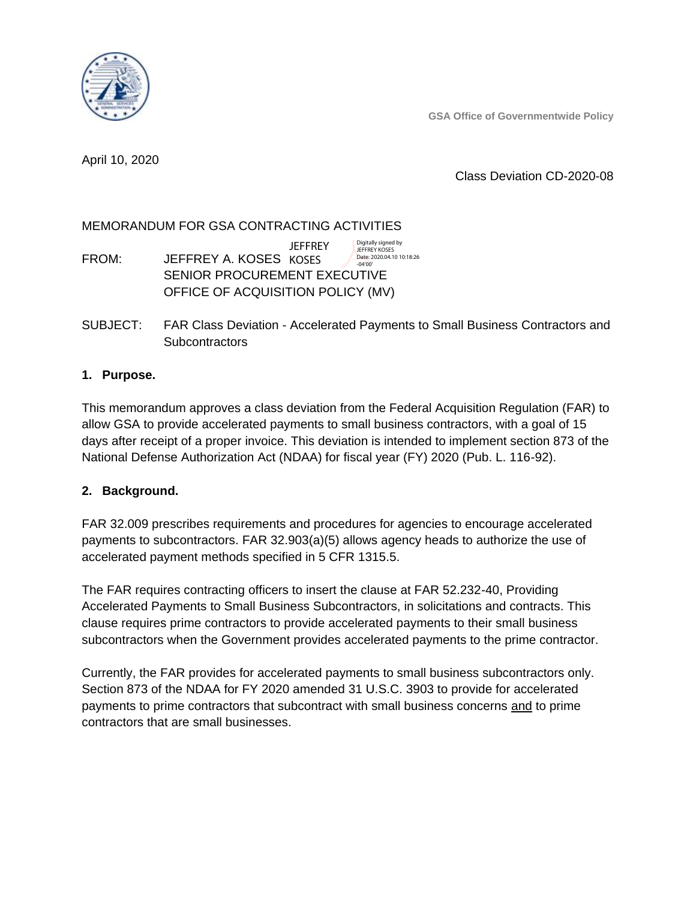GSA Office of Governmentwide Policy

April 10, 2020

Class Deviation CD-2020-08

MEMORANDUM FOR GSA CONTRACTING ACTIVITIES

FROM: JEFFREY A. KOSES
SENIOR PROCUREMENT EXECUTIVE
OFFICE OF ACQUISITION POLICY (MV)

JEFFREY KOSES — Digitally signed by JEFFREY KOSES Date: 2020.04.10 10:18:26 -04'00'

SUBJECT: FAR Class Deviation - Accelerated Payments to Small Business Contractors and Subcontractors

**1. Purpose.**

This memorandum approves a class deviation from the Federal Acquisition Regulation (FAR) to allow GSA to provide accelerated payments to small business contractors, with a goal of 15 days after receipt of a proper invoice. This deviation is intended to implement section 873 of the National Defense Authorization Act (NDAA) for fiscal year (FY) 2020 (Pub. L. 116-92).

**2. Background.**

FAR 32.009 prescribes requirements and procedures for agencies to encourage accelerated payments to subcontractors. FAR 32.903(a)(5) allows agency heads to authorize the use of accelerated payment methods specified in 5 CFR 1315.5.

The FAR requires contracting officers to insert the clause at FAR 52.232-40, Providing Accelerated Payments to Small Business Subcontractors, in solicitations and contracts. This clause requires prime contractors to provide accelerated payments to their small business subcontractors when the Government provides accelerated payments to the prime contractor.

Currently, the FAR provides for accelerated payments to small business subcontractors only. Section 873 of the NDAA for FY 2020 amended 31 U.S.C. 3903 to provide for accelerated payments to prime contractors that subcontract with small business concerns <u>and</u> to prime contractors that are small businesses.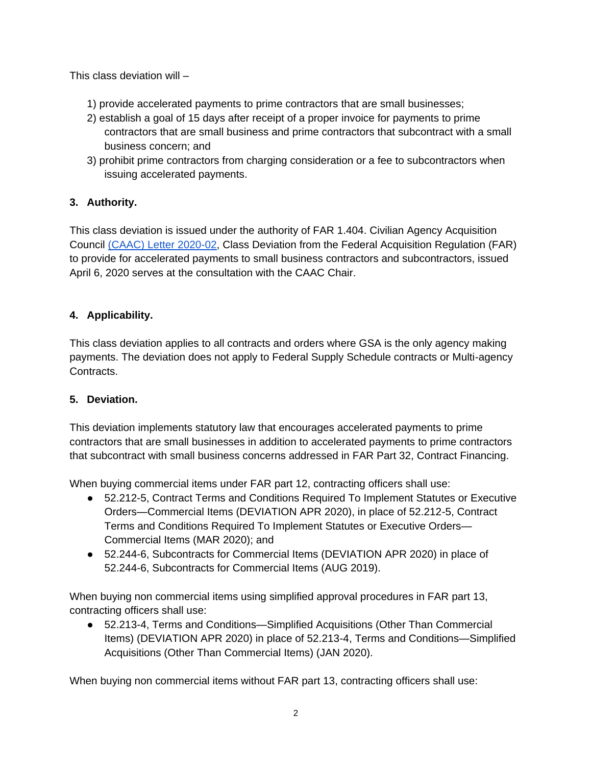This class deviation will –

1) provide accelerated payments to prime contractors that are small businesses;
2) establish a goal of 15 days after receipt of a proper invoice for payments to prime contractors that are small business and prime contractors that subcontract with a small business concern; and
3) prohibit prime contractors from charging consideration or a fee to subcontractors when issuing accelerated payments.

## 3. Authority.

This class deviation is issued under the authority of FAR 1.404. Civilian Agency Acquisition Council (CAAC) Letter 2020-02, Class Deviation from the Federal Acquisition Regulation (FAR) to provide for accelerated payments to small business contractors and subcontractors, issued April 6, 2020 serves at the consultation with the CAAC Chair.

## 4. Applicability.

This class deviation applies to all contracts and orders where GSA is the only agency making payments. The deviation does not apply to Federal Supply Schedule contracts or Multi-agency Contracts.

## 5. Deviation.

This deviation implements statutory law that encourages accelerated payments to prime contractors that are small businesses in addition to accelerated payments to prime contractors that subcontract with small business concerns addressed in FAR Part 32, Contract Financing.

When buying commercial items under FAR part 12, contracting officers shall use:

- 52.212-5, Contract Terms and Conditions Required To Implement Statutes or Executive Orders—Commercial Items (DEVIATION APR 2020), in place of 52.212-5, Contract Terms and Conditions Required To Implement Statutes or Executive Orders—Commercial Items (MAR 2020); and
- 52.244-6, Subcontracts for Commercial Items (DEVIATION APR 2020) in place of 52.244-6, Subcontracts for Commercial Items (AUG 2019).

When buying non commercial items using simplified approval procedures in FAR part 13, contracting officers shall use:

- 52.213-4, Terms and Conditions—Simplified Acquisitions (Other Than Commercial Items) (DEVIATION APR 2020) in place of 52.213-4, Terms and Conditions—Simplified Acquisitions (Other Than Commercial Items) (JAN 2020).

When buying non commercial items without FAR part 13, contracting officers shall use: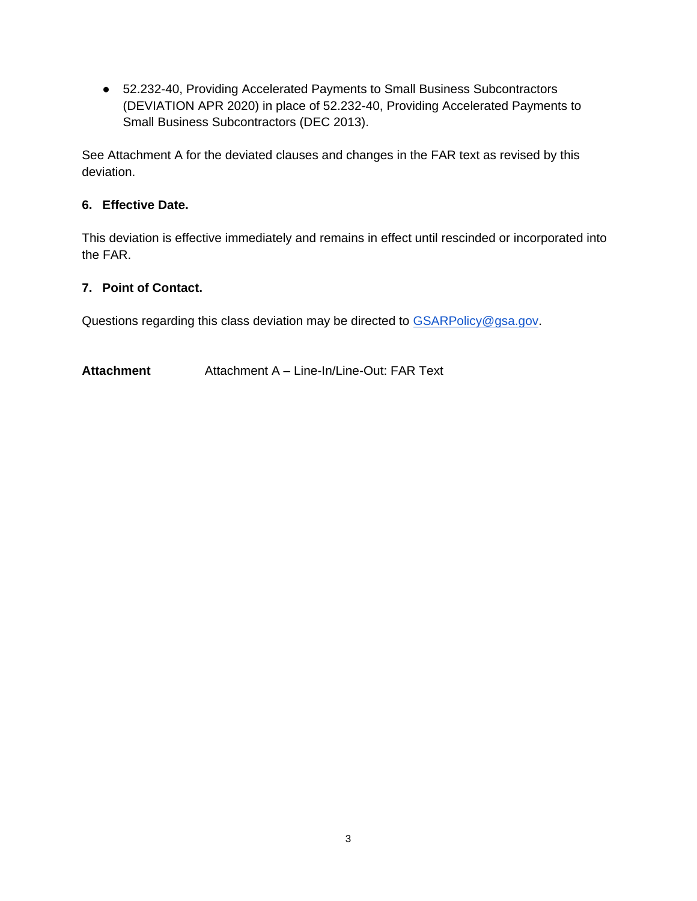- 52.232-40, Providing Accelerated Payments to Small Business Subcontractors (DEVIATION APR 2020) in place of 52.232-40, Providing Accelerated Payments to Small Business Subcontractors (DEC 2013).

See Attachment A for the deviated clauses and changes in the FAR text as revised by this deviation.

**6. Effective Date.**

This deviation is effective immediately and remains in effect until rescinded or incorporated into the FAR.

**7. Point of Contact.**

Questions regarding this class deviation may be directed to GSARPolicy@gsa.gov.

**Attachment** Attachment A – Line-In/Line-Out: FAR Text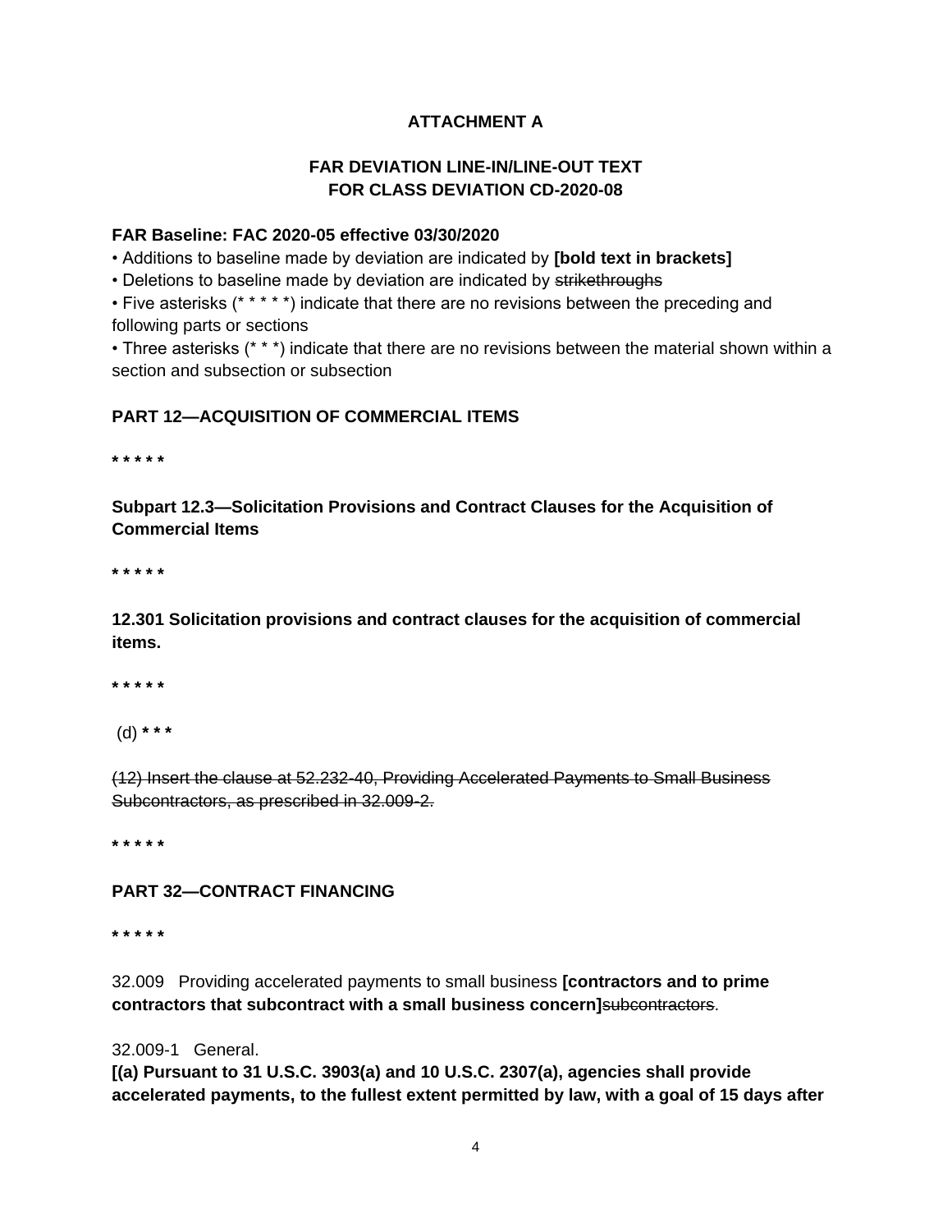**ATTACHMENT A**

**FAR DEVIATION LINE-IN/LINE-OUT TEXT**
**FOR CLASS DEVIATION CD-2020-08**

**FAR Baseline: FAC 2020-05 effective 03/30/2020**

• Additions to baseline made by deviation are indicated by **[bold text in brackets]**
• Deletions to baseline made by deviation are indicated by ~~strikethroughs~~
• Five asterisks (* * * * *) indicate that there are no revisions between the preceding and following parts or sections
• Three asterisks (* * *) indicate that there are no revisions between the material shown within a section and subsection or subsection

**PART 12—ACQUISITION OF COMMERCIAL ITEMS**

**\* \* \* \* \***

**Subpart 12.3—Solicitation Provisions and Contract Clauses for the Acquisition of Commercial Items**

**\* \* \* \* \***

**12.301 Solicitation provisions and contract clauses for the acquisition of commercial items.**

**\* \* \* \* \***

(d) **\* \* \***

~~(12) Insert the clause at 52.232-40, Providing Accelerated Payments to Small Business Subcontractors, as prescribed in 32.009-2.~~

**\* \* \* \* \***

**PART 32—CONTRACT FINANCING**

**\* \* \* \* \***

32.009 Providing accelerated payments to small business **[contractors and to prime contractors that subcontract with a small business concern]**~~subcontractors~~.

32.009-1 General.
**[(a) Pursuant to 31 U.S.C. 3903(a) and 10 U.S.C. 2307(a), agencies shall provide accelerated payments, to the fullest extent permitted by law, with a goal of 15 days after**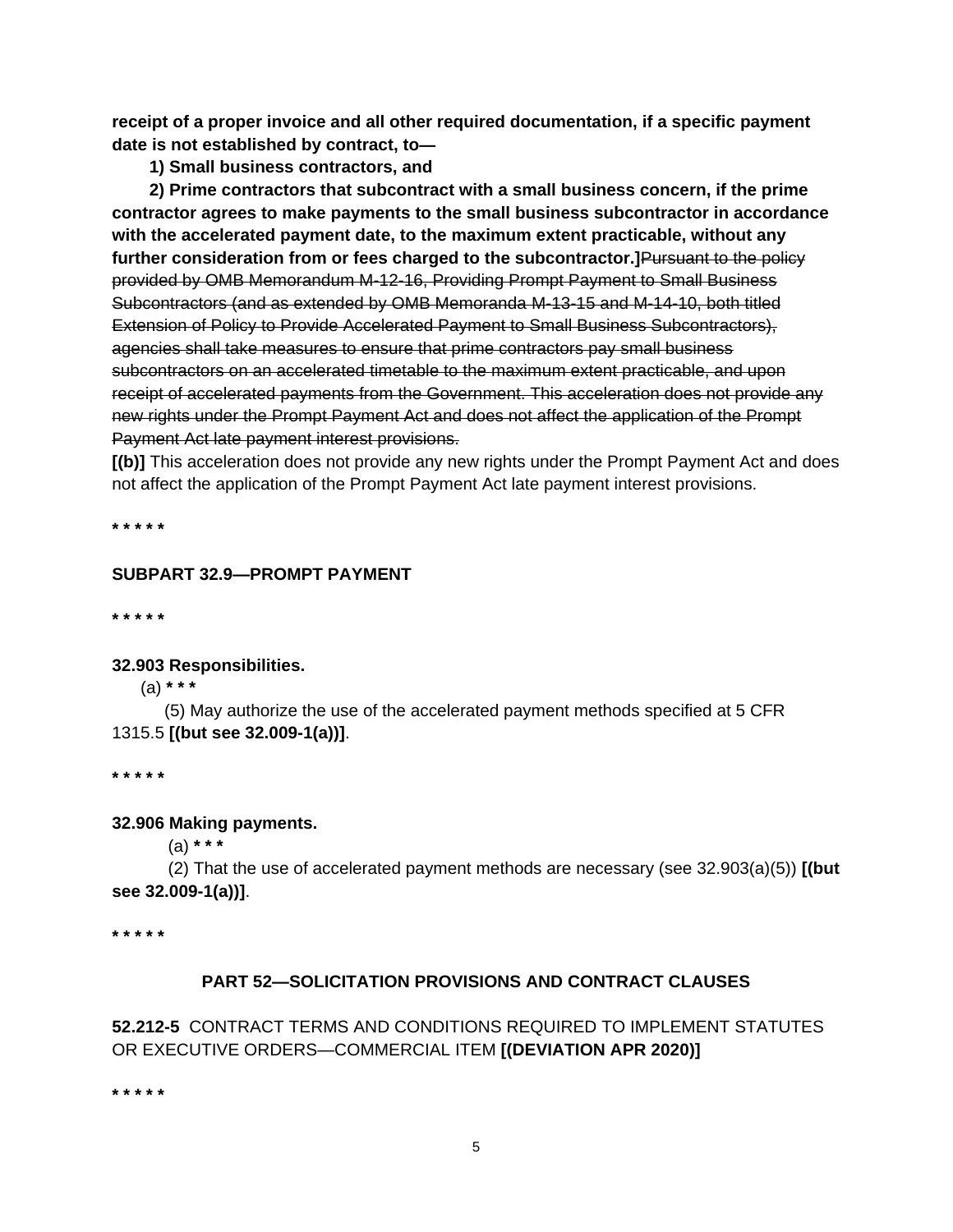**receipt of a proper invoice and all other required documentation, if a specific payment date is not established by contract, to—**

**1) Small business contractors, and**

**2) Prime contractors that subcontract with a small business concern, if the prime contractor agrees to make payments to the small business subcontractor in accordance with the accelerated payment date, to the maximum extent practicable, without any further consideration from or fees charged to the subcontractor.]**~~Pursuant to the policy provided by OMB Memorandum M-12-16, Providing Prompt Payment to Small Business Subcontractors (and as extended by OMB Memoranda M-13-15 and M-14-10, both titled Extension of Policy to Provide Accelerated Payment to Small Business Subcontractors), agencies shall take measures to ensure that prime contractors pay small business subcontractors on an accelerated timetable to the maximum extent practicable, and upon receipt of accelerated payments from the Government. This acceleration does not provide any new rights under the Prompt Payment Act and does not affect the application of the Prompt Payment Act late payment interest provisions.~~

**[(b)]** This acceleration does not provide any new rights under the Prompt Payment Act and does not affect the application of the Prompt Payment Act late payment interest provisions.

**\* \* \* \* \***

**SUBPART 32.9—PROMPT PAYMENT**

**\* \* \* \* \***

**32.903 Responsibilities.**

(a) **\* \* \***

(5) May authorize the use of the accelerated payment methods specified at 5 CFR 1315.5 **[(but see 32.009-1(a))]**.

**\* \* \* \* \***

**32.906 Making payments.**

(a) **\* \* \***

(2) That the use of accelerated payment methods are necessary (see 32.903(a)(5)) **[(but see 32.009-1(a))]**.

**\* \* \* \* \***

**PART 52—SOLICITATION PROVISIONS AND CONTRACT CLAUSES**

**52.212-5** CONTRACT TERMS AND CONDITIONS REQUIRED TO IMPLEMENT STATUTES OR EXECUTIVE ORDERS—COMMERCIAL ITEM **[(DEVIATION APR 2020)]**

**\* \* \* \* \***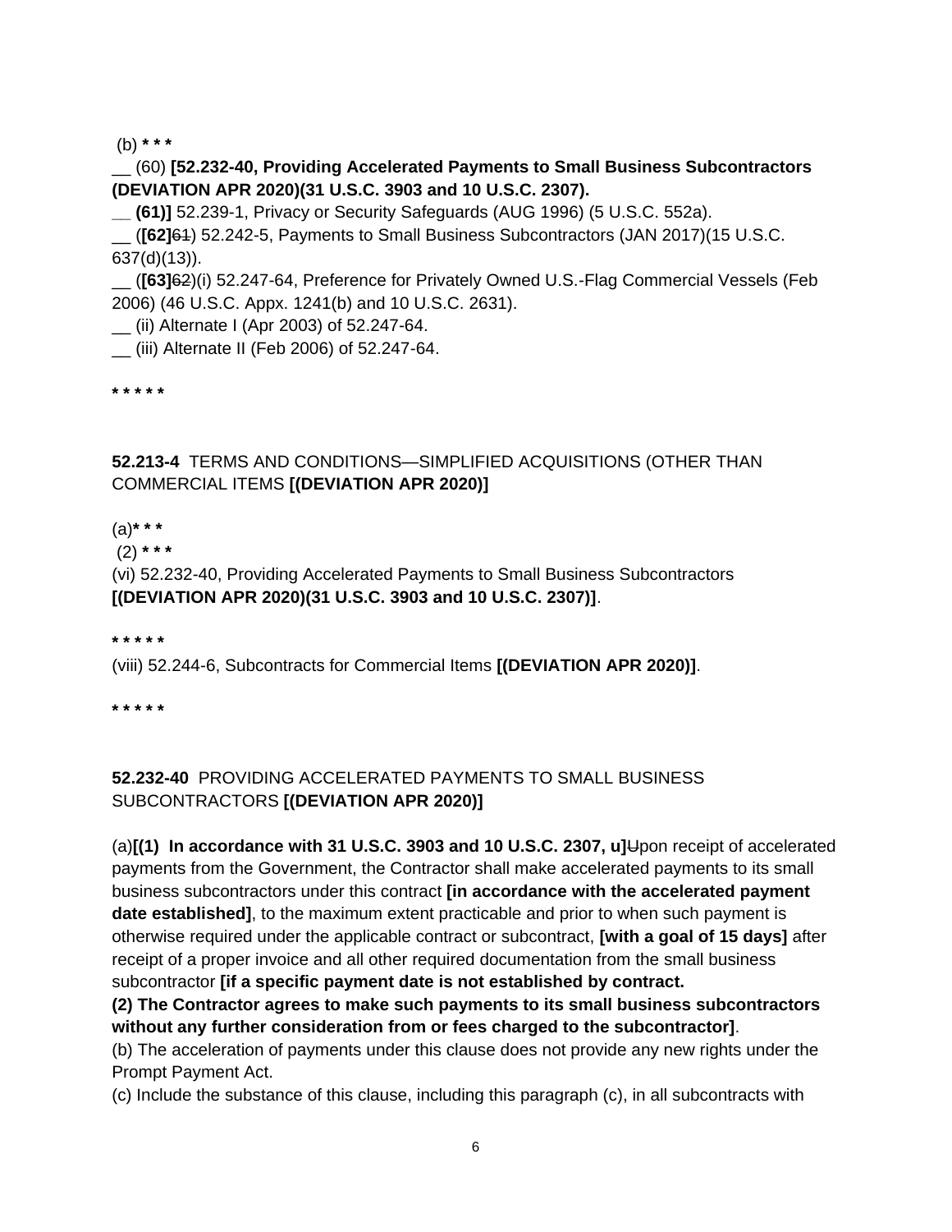(b) **\* \* \***

__ (60) **[52.232-40, Providing Accelerated Payments to Small Business Subcontractors (DEVIATION APR 2020)(31 U.S.C. 3903 and 10 U.S.C. 2307).**

__ **(61)]** 52.239-1, Privacy or Security Safeguards (AUG 1996) (5 U.S.C. 552a).

__ (**[62]**~~61~~) 52.242-5, Payments to Small Business Subcontractors (JAN 2017)(15 U.S.C. 637(d)(13)).

__ (**[63]**~~62~~)(i) 52.247-64, Preference for Privately Owned U.S.-Flag Commercial Vessels (Feb 2006) (46 U.S.C. Appx. 1241(b) and 10 U.S.C. 2631).

__ (ii) Alternate I (Apr 2003) of 52.247-64.

__ (iii) Alternate II (Feb 2006) of 52.247-64.

**\* \* \* \* \***

**52.213-4** TERMS AND CONDITIONS—SIMPLIFIED ACQUISITIONS (OTHER THAN COMMERCIAL ITEMS **[(DEVIATION APR 2020)]**

(a)**\* \* \***

(2) **\* \* \***

(vi) 52.232-40, Providing Accelerated Payments to Small Business Subcontractors **[(DEVIATION APR 2020)(31 U.S.C. 3903 and 10 U.S.C. 2307)]**.

**\* \* \* \* \***

(viii) 52.244-6, Subcontracts for Commercial Items **[(DEVIATION APR 2020)]**.

**\* \* \* \* \***

**52.232-40** PROVIDING ACCELERATED PAYMENTS TO SMALL BUSINESS SUBCONTRACTORS **[(DEVIATION APR 2020)]**

(a)**[(1) In accordance with 31 U.S.C. 3903 and 10 U.S.C. 2307, u]**~~U~~pon receipt of accelerated payments from the Government, the Contractor shall make accelerated payments to its small business subcontractors under this contract **[in accordance with the accelerated payment date established]**, to the maximum extent practicable and prior to when such payment is otherwise required under the applicable contract or subcontract, **[with a goal of 15 days]** after receipt of a proper invoice and all other required documentation from the small business subcontractor **[if a specific payment date is not established by contract.**

**(2) The Contractor agrees to make such payments to its small business subcontractors without any further consideration from or fees charged to the subcontractor]**.

(b) The acceleration of payments under this clause does not provide any new rights under the Prompt Payment Act.

(c) Include the substance of this clause, including this paragraph (c), in all subcontracts with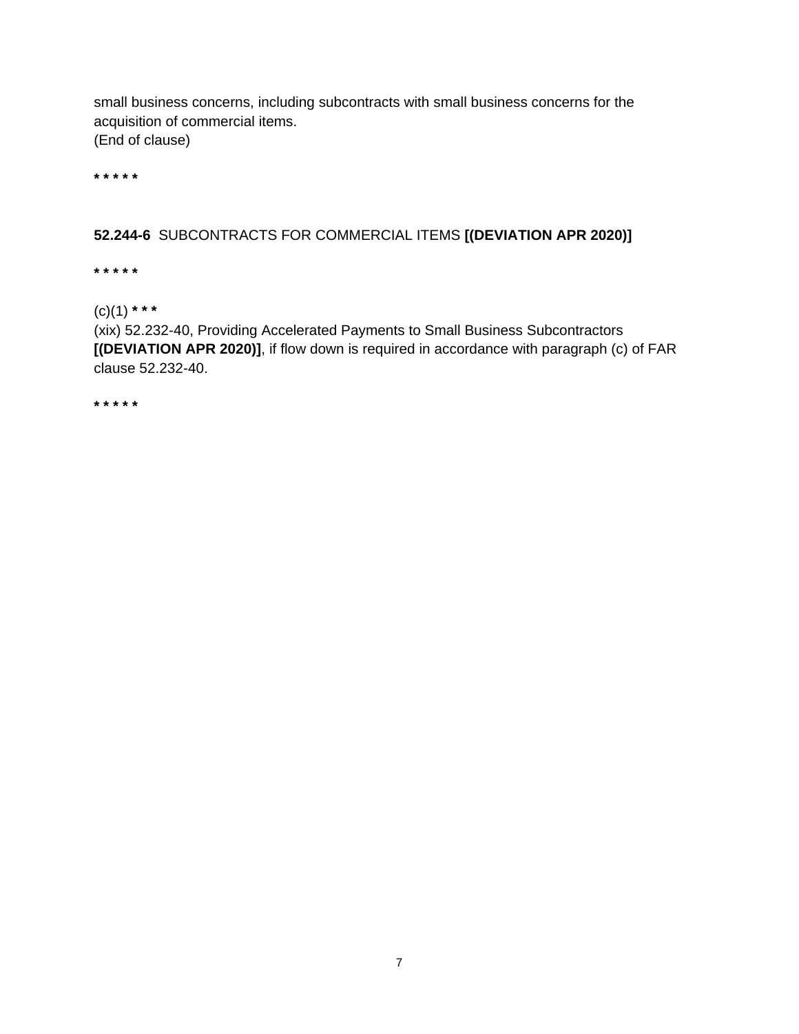small business concerns, including subcontracts with small business concerns for the acquisition of commercial items.
(End of clause)

**\* \* \* \* \***

**52.244-6** SUBCONTRACTS FOR COMMERCIAL ITEMS **[(DEVIATION APR 2020)]**

**\* \* \* \* \***

(c)(1) **\* \* \***
(xix) 52.232-40, Providing Accelerated Payments to Small Business Subcontractors **[(DEVIATION APR 2020)]**, if flow down is required in accordance with paragraph (c) of FAR clause 52.232-40.

**\* \* \* \* \***